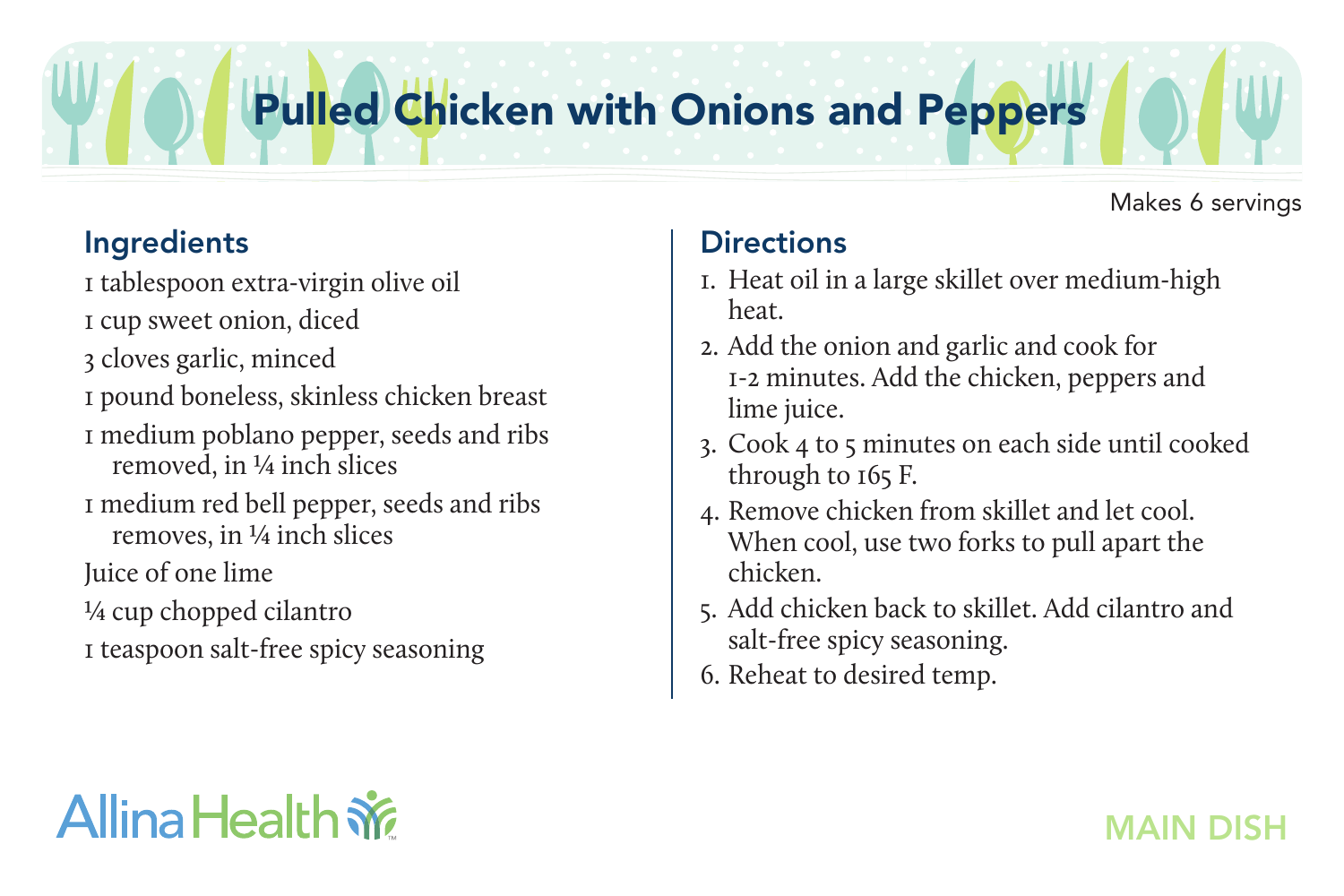# Pulled Chicken with Onions and Peppers

Makes 6 servings

## Ingredients

1 tablespoon extra-virgin olive oil

1 cup sweet onion, diced

3 cloves garlic, minced

1 pound boneless, skinless chicken breast

1 medium poblano pepper, seeds and ribs removed, in ¼ inch slices

1 medium red bell pepper, seeds and ribs removes, in ¼ inch slices

Juice of one lime

¼ cup chopped cilantro

1 teaspoon salt-free spicy seasoning

## Directions

1. Heat oil in a large skillet over medium-high heat.
2. Add the onion and garlic and cook for 1-2 minutes. Add the chicken, peppers and lime juice.
3. Cook 4 to 5 minutes on each side until cooked through to 165 F.
4. Remove chicken from skillet and let cool. When cool, use two forks to pull apart the chicken.
5. Add chicken back to skillet. Add cilantro and salt-free spicy seasoning.
6. Reheat to desired temp.

Allina Health

MAIN DISH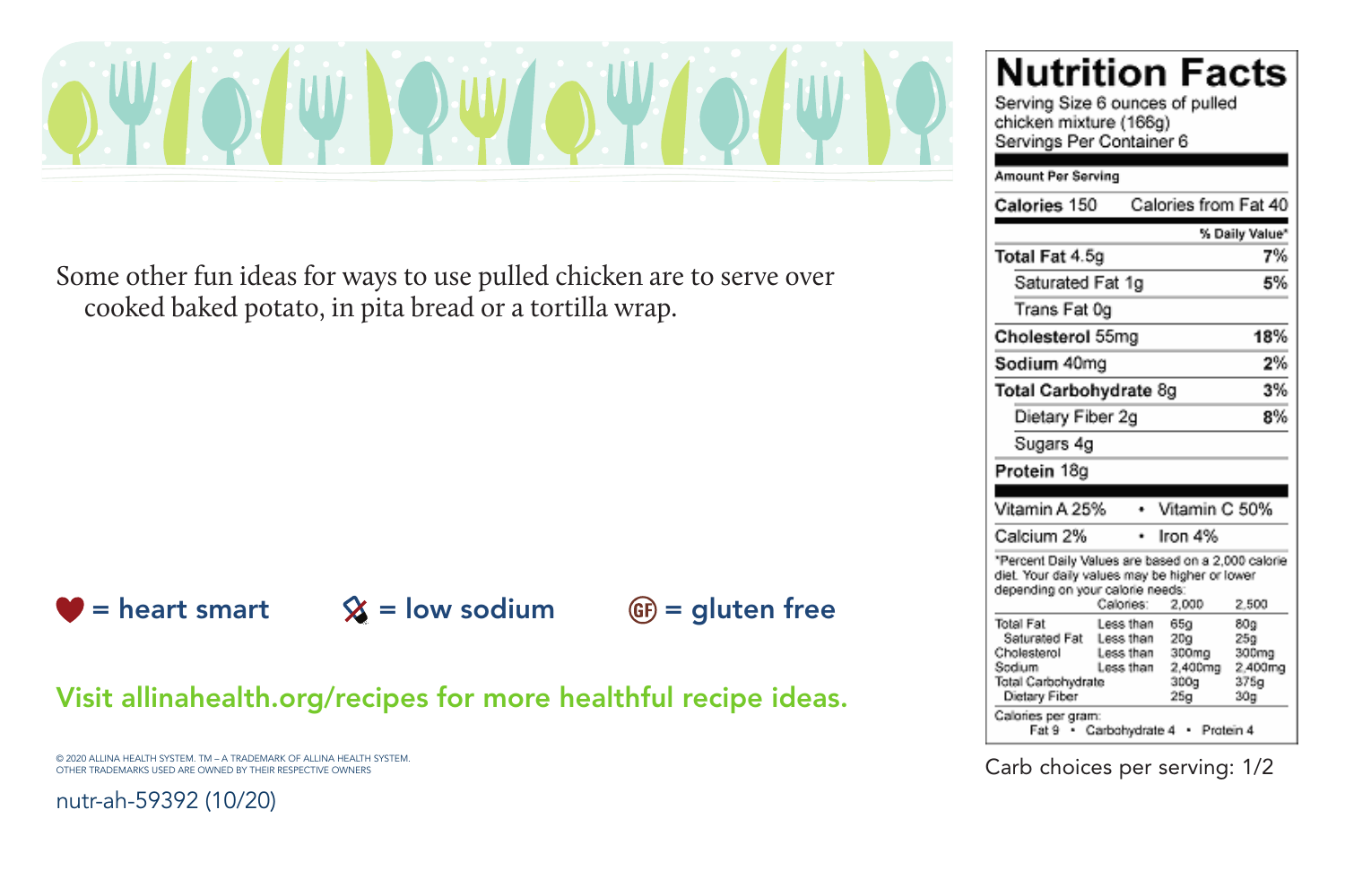Some other fun ideas for ways to use pulled chicken are to serve over cooked baked potato, in pita bread or a tortilla wrap.

♥ = heart smart    = low sodium    GF = gluten free

**Visit allinahealth.org/recipes for more healthful recipe ideas.**

© 2020 ALLINA HEALTH SYSTEM. TM – A TRADEMARK OF ALLINA HEALTH SYSTEM. OTHER TRADEMARKS USED ARE OWNED BY THEIR RESPECTIVE OWNERS

nutr-ah-59392 (10/20)

# Nutrition Facts

Serving Size 6 ounces of pulled chicken mixture (166g)
Servings Per Container 6

**Amount Per Serving**

| | |
|---|---|
| **Calories** 150 | Calories from Fat 40 |
| | **% Daily Value*** |
| **Total Fat** 4.5g | **7%** |
| Saturated Fat 1g | **5%** |
| Trans Fat 0g | |
| **Cholesterol** 55mg | **18%** |
| **Sodium** 40mg | **2%** |
| **Total Carbohydrate** 8g | **3%** |
| Dietary Fiber 2g | **8%** |
| Sugars 4g | |
| **Protein** 18g | |

Vitamin A 25% • Vitamin C 50%
Calcium 2% • Iron 4%

*Percent Daily Values are based on a 2,000 calorie diet. Your daily values may be higher or lower depending on your calorie needs:

| | Calories: | 2,000 | 2,500 |
|---|---|---|---|
| Total Fat | Less than | 65g | 80g |
| Saturated Fat | Less than | 20g | 25g |
| Cholesterol | Less than | 300mg | 300mg |
| Sodium | Less than | 2,400mg | 2,400mg |
| Total Carbohydrate | | 300g | 375g |
| Dietary Fiber | | 25g | 30g |

Calories per gram:
Fat 9 • Carbohydrate 4 • Protein 4

Carb choices per serving: 1/2